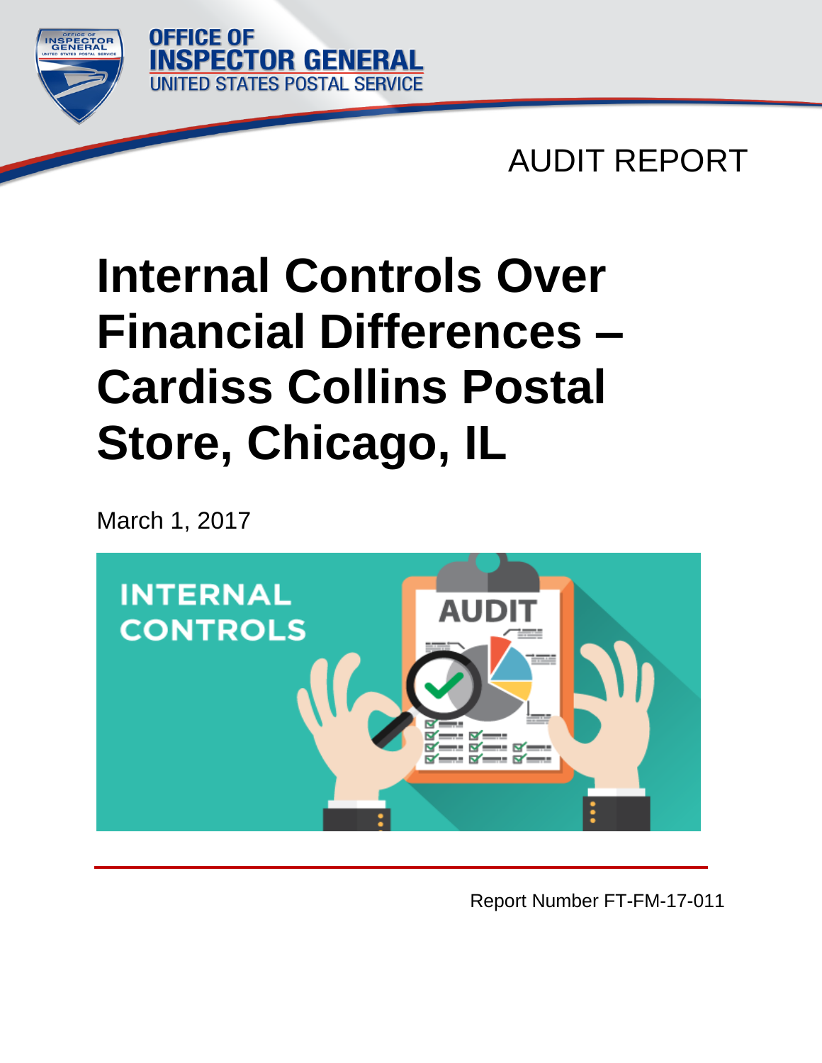OFFICE OF INSPECTOR GENERAL
UNITED STATES POSTAL SERVICE

AUDIT REPORT

# Internal Controls Over Financial Differences – Cardiss Collins Postal Store, Chicago, IL

March 1, 2017

Report Number FT-FM-17-011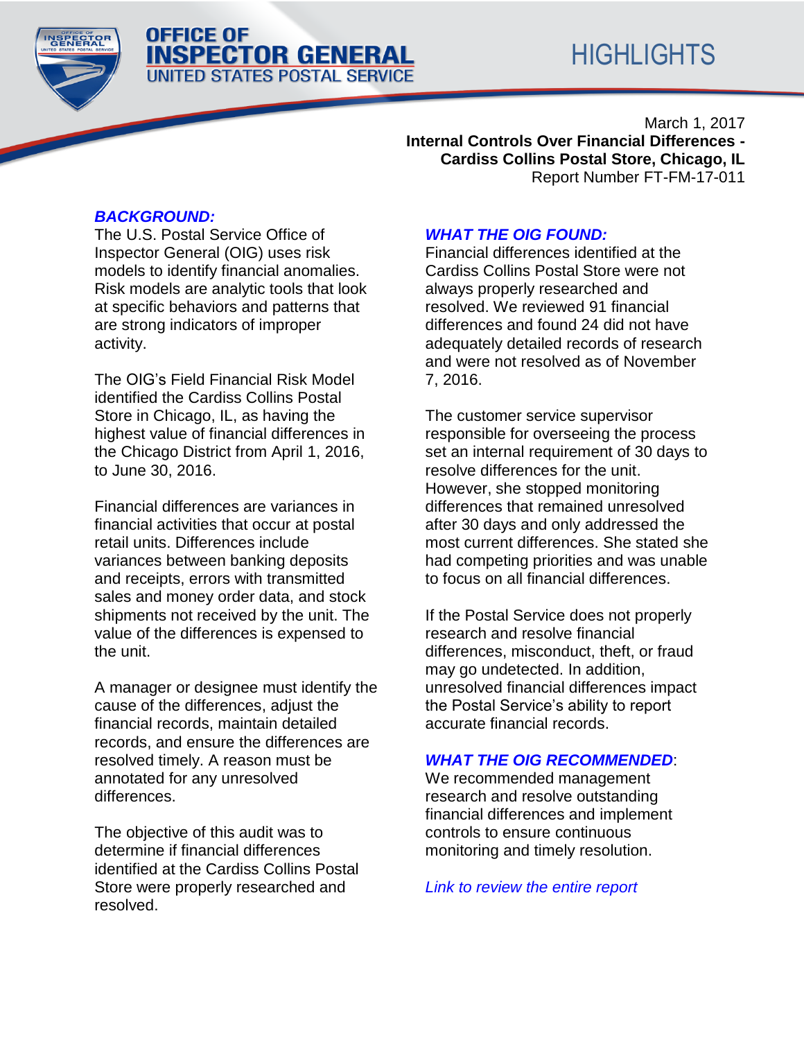# HIGHLIGHTS

March 1, 2017

**Internal Controls Over Financial Differences - Cardiss Collins Postal Store, Chicago, IL**

Report Number FT-FM-17-011

## *BACKGROUND:*

The U.S. Postal Service Office of Inspector General (OIG) uses risk models to identify financial anomalies. Risk models are analytic tools that look at specific behaviors and patterns that are strong indicators of improper activity.

The OIG's Field Financial Risk Model identified the Cardiss Collins Postal Store in Chicago, IL, as having the highest value of financial differences in the Chicago District from April 1, 2016, to June 30, 2016.

Financial differences are variances in financial activities that occur at postal retail units. Differences include variances between banking deposits and receipts, errors with transmitted sales and money order data, and stock shipments not received by the unit. The value of the differences is expensed to the unit.

A manager or designee must identify the cause of the differences, adjust the financial records, maintain detailed records, and ensure the differences are resolved timely. A reason must be annotated for any unresolved differences.

The objective of this audit was to determine if financial differences identified at the Cardiss Collins Postal Store were properly researched and resolved.

## *WHAT THE OIG FOUND:*

Financial differences identified at the Cardiss Collins Postal Store were not always properly researched and resolved. We reviewed 91 financial differences and found 24 did not have adequately detailed records of research and were not resolved as of November 7, 2016.

The customer service supervisor responsible for overseeing the process set an internal requirement of 30 days to resolve differences for the unit. However, she stopped monitoring differences that remained unresolved after 30 days and only addressed the most current differences. She stated she had competing priorities and was unable to focus on all financial differences.

If the Postal Service does not properly research and resolve financial differences, misconduct, theft, or fraud may go undetected. In addition, unresolved financial differences impact the Postal Service's ability to report accurate financial records.

## *WHAT THE OIG RECOMMENDED*:

We recommended management research and resolve outstanding financial differences and implement controls to ensure continuous monitoring and timely resolution.

*Link to review the entire report*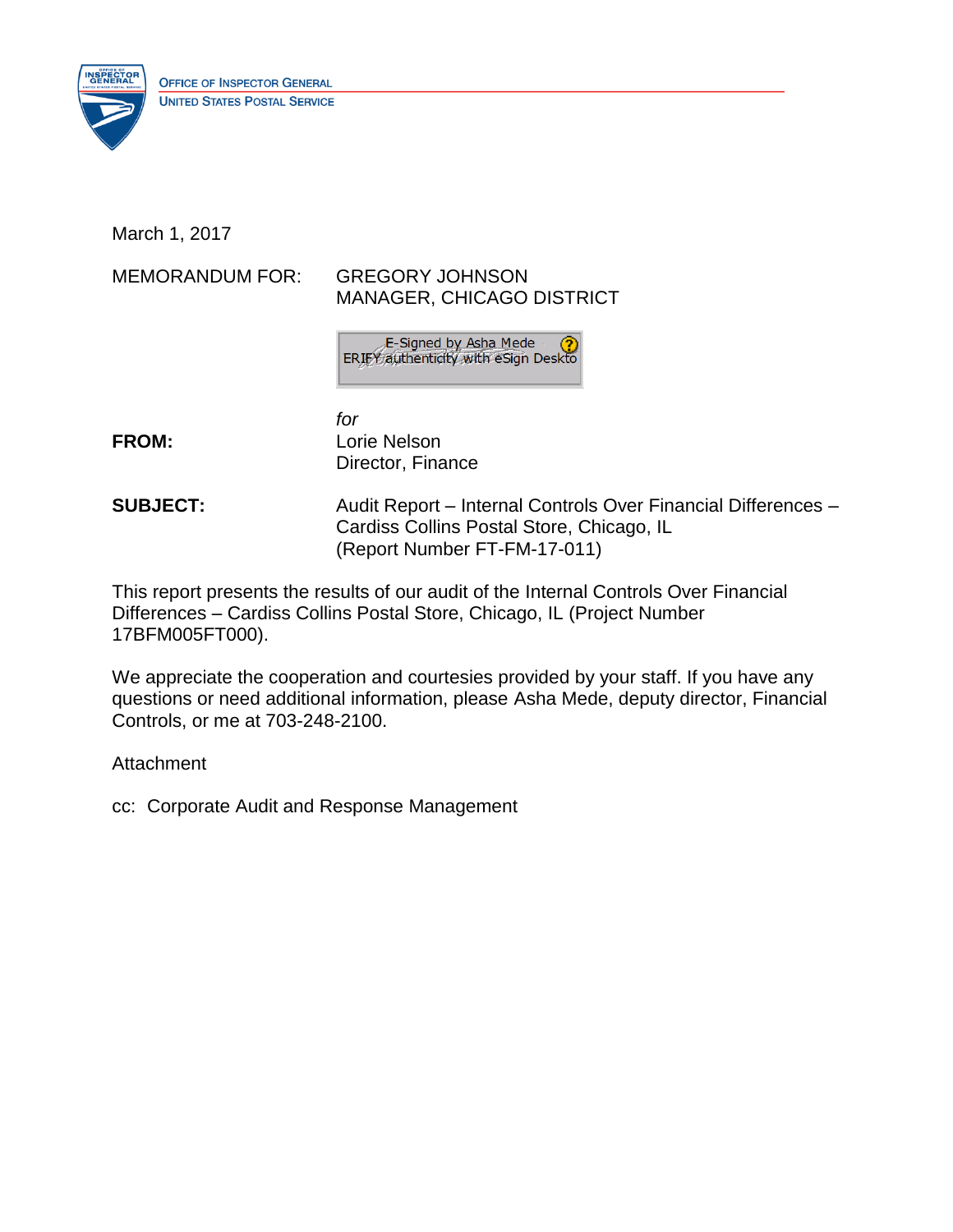OFFICE OF INSPECTOR GENERAL
UNITED STATES POSTAL SERVICE

March 1, 2017

MEMORANDUM FOR: GREGORY JOHNSON
MANAGER, CHICAGO DISTRICT

E-Signed by Asha Mede
ERIFY authenticity with eSign Deskto

*for*

**FROM:** Lorie Nelson
Director, Finance

**SUBJECT:** Audit Report – Internal Controls Over Financial Differences – Cardiss Collins Postal Store, Chicago, IL
(Report Number FT-FM-17-011)

This report presents the results of our audit of the Internal Controls Over Financial Differences – Cardiss Collins Postal Store, Chicago, IL (Project Number 17BFM005FT000).

We appreciate the cooperation and courtesies provided by your staff. If you have any questions or need additional information, please Asha Mede, deputy director, Financial Controls, or me at 703-248-2100.

Attachment

cc: Corporate Audit and Response Management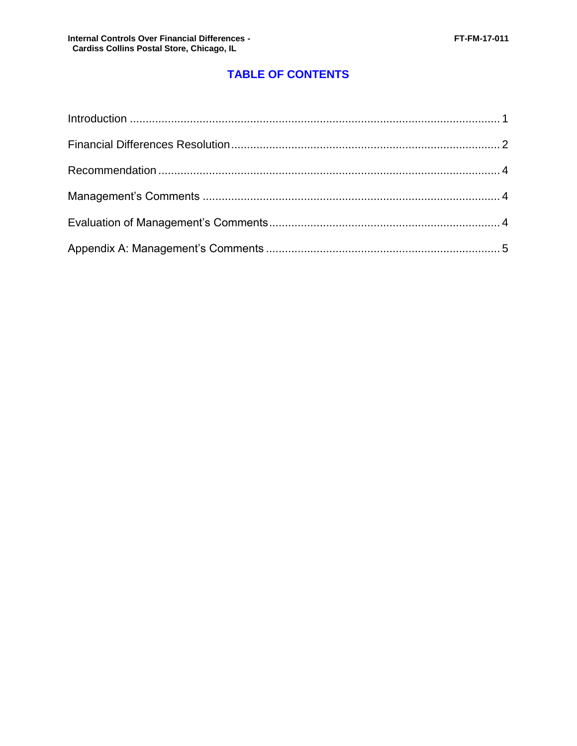# TABLE OF CONTENTS

Introduction ........................................................................................................................ 1

Financial Differences Resolution .................................................................................... 2

Recommendation ............................................................................................................. 4

Management's Comments ............................................................................................... 4

Evaluation of Management's Comments ........................................................................ 4

Appendix A: Management's Comments ......................................................................... 5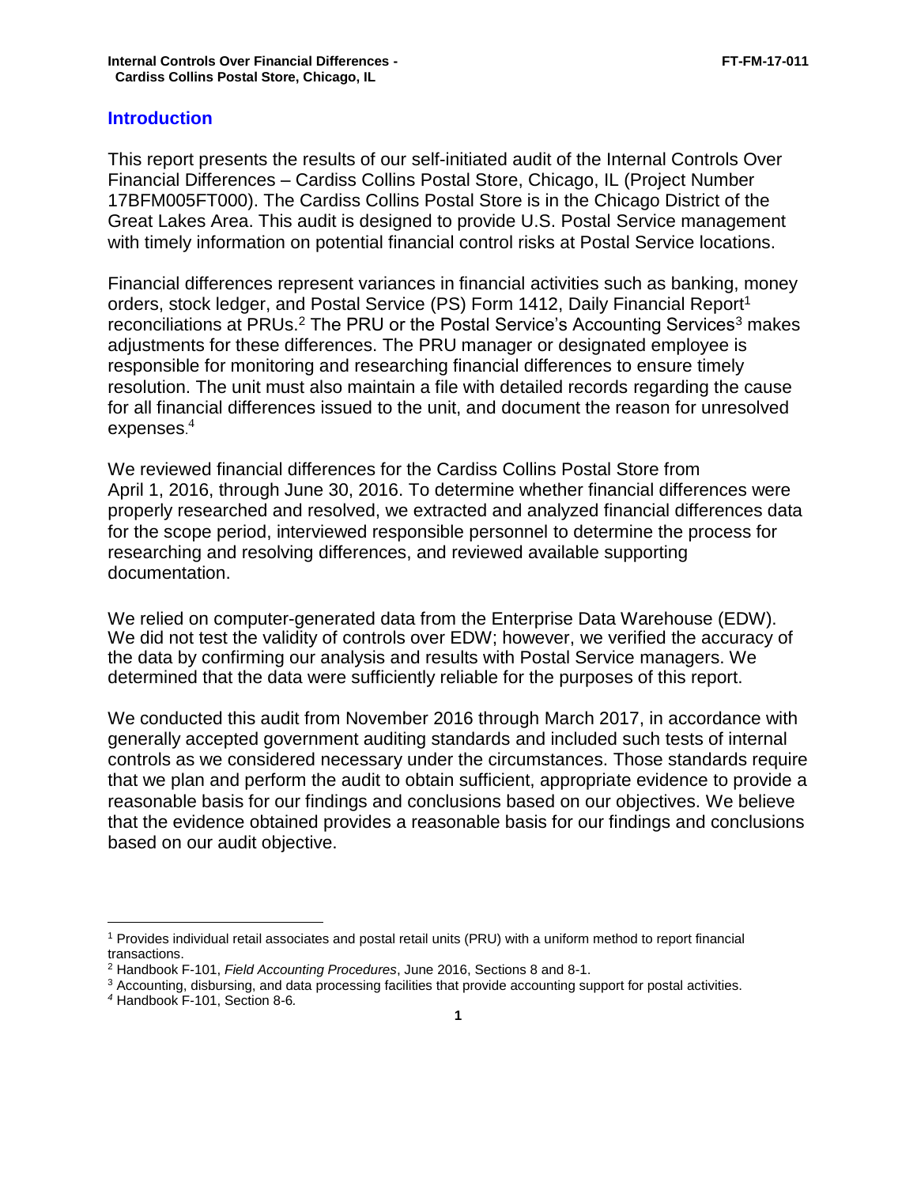## Introduction

This report presents the results of our self-initiated audit of the Internal Controls Over Financial Differences – Cardiss Collins Postal Store, Chicago, IL (Project Number 17BFM005FT000). The Cardiss Collins Postal Store is in the Chicago District of the Great Lakes Area. This audit is designed to provide U.S. Postal Service management with timely information on potential financial control risks at Postal Service locations.

Financial differences represent variances in financial activities such as banking, money orders, stock ledger, and Postal Service (PS) Form 1412, Daily Financial Report[1] reconciliations at PRUs.[2] The PRU or the Postal Service's Accounting Services[3] makes adjustments for these differences. The PRU manager or designated employee is responsible for monitoring and researching financial differences to ensure timely resolution. The unit must also maintain a file with detailed records regarding the cause for all financial differences issued to the unit, and document the reason for unresolved expenses.[4]

We reviewed financial differences for the Cardiss Collins Postal Store from April 1, 2016, through June 30, 2016. To determine whether financial differences were properly researched and resolved, we extracted and analyzed financial differences data for the scope period, interviewed responsible personnel to determine the process for researching and resolving differences, and reviewed available supporting documentation.

We relied on computer-generated data from the Enterprise Data Warehouse (EDW). We did not test the validity of controls over EDW; however, we verified the accuracy of the data by confirming our analysis and results with Postal Service managers. We determined that the data were sufficiently reliable for the purposes of this report.

We conducted this audit from November 2016 through March 2017, in accordance with generally accepted government auditing standards and included such tests of internal controls as we considered necessary under the circumstances. Those standards require that we plan and perform the audit to obtain sufficient, appropriate evidence to provide a reasonable basis for our findings and conclusions based on our objectives. We believe that the evidence obtained provides a reasonable basis for our findings and conclusions based on our audit objective.

---

[1] Provides individual retail associates and postal retail units (PRU) with a uniform method to report financial transactions.

[2] Handbook F-101, *Field Accounting Procedures*, June 2016, Sections 8 and 8-1.

[3] Accounting, disbursing, and data processing facilities that provide accounting support for postal activities.

[4] Handbook F-101, Section 8-6.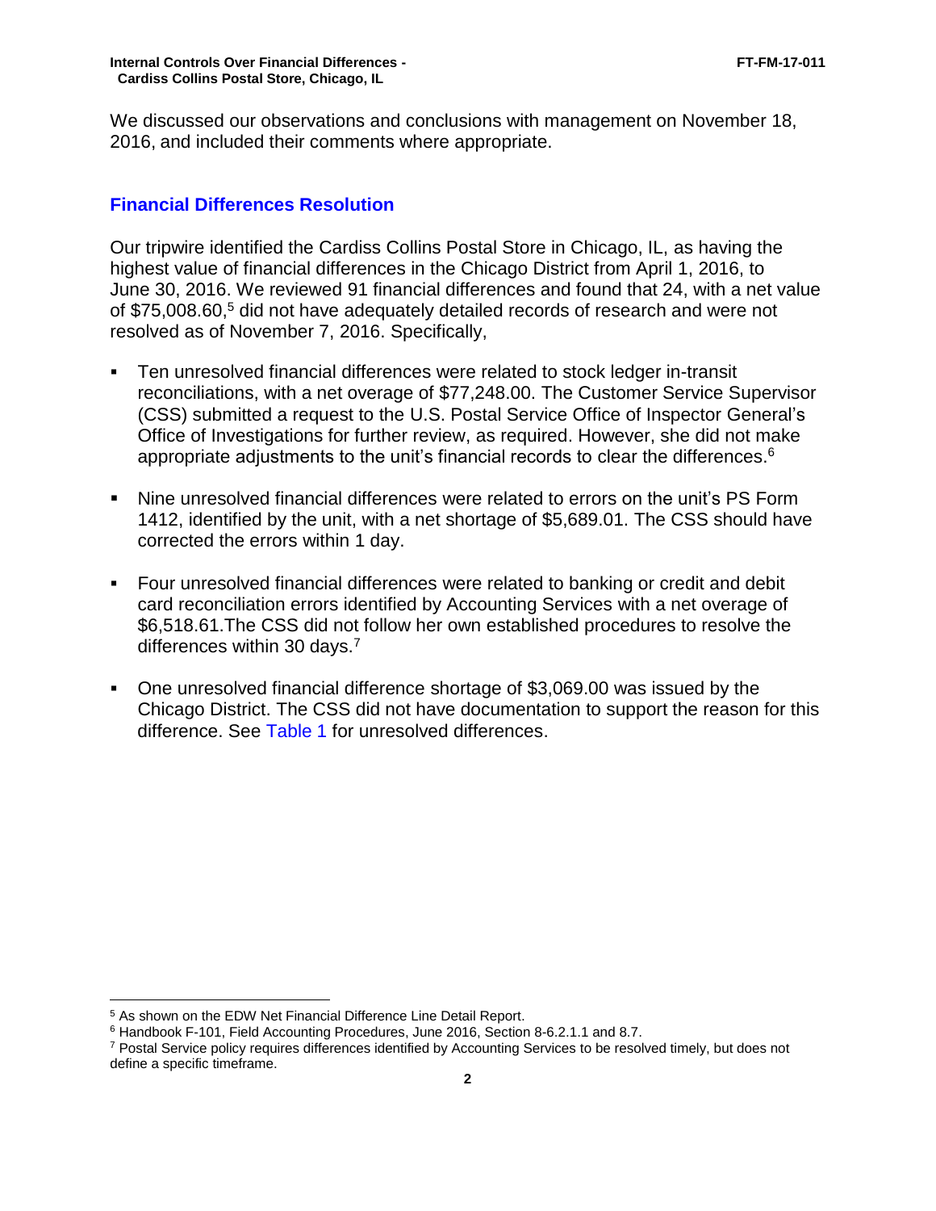We discussed our observations and conclusions with management on November 18, 2016, and included their comments where appropriate.

## Financial Differences Resolution

Our tripwire identified the Cardiss Collins Postal Store in Chicago, IL, as having the highest value of financial differences in the Chicago District from April 1, 2016, to June 30, 2016. We reviewed 91 financial differences and found that 24, with a net value of $75,008.60,[5] did not have adequately detailed records of research and were not resolved as of November 7, 2016. Specifically,

- Ten unresolved financial differences were related to stock ledger in-transit reconciliations, with a net overage of $77,248.00. The Customer Service Supervisor (CSS) submitted a request to the U.S. Postal Service Office of Inspector General's Office of Investigations for further review, as required. However, she did not make appropriate adjustments to the unit's financial records to clear the differences.[6]
- Nine unresolved financial differences were related to errors on the unit's PS Form 1412, identified by the unit, with a net shortage of $5,689.01. The CSS should have corrected the errors within 1 day.
- Four unresolved financial differences were related to banking or credit and debit card reconciliation errors identified by Accounting Services with a net overage of $6,518.61.The CSS did not follow her own established procedures to resolve the differences within 30 days.[7]
- One unresolved financial difference shortage of $3,069.00 was issued by the Chicago District. The CSS did not have documentation to support the reason for this difference. See Table 1 for unresolved differences.

[5] As shown on the EDW Net Financial Difference Line Detail Report.

[6] Handbook F-101, Field Accounting Procedures, June 2016, Section 8-6.2.1.1 and 8.7.

[7] Postal Service policy requires differences identified by Accounting Services to be resolved timely, but does not define a specific timeframe.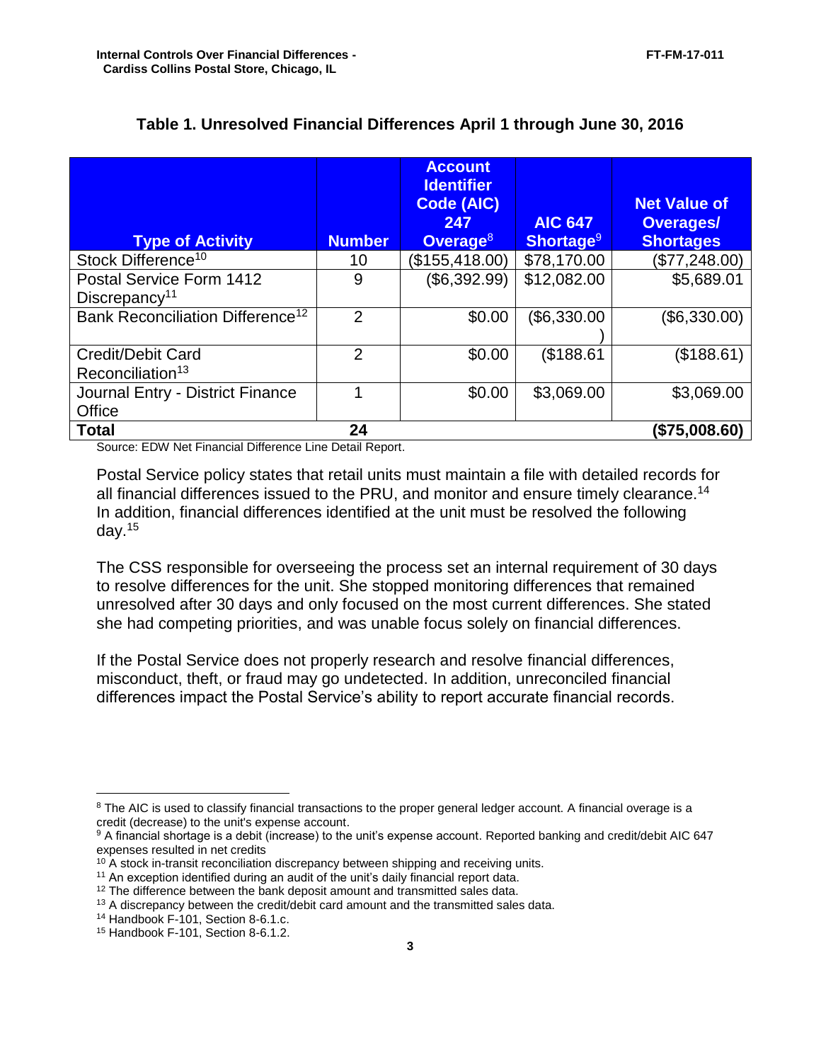**Table 1. Unresolved Financial Differences April 1 through June 30, 2016**

| Type of Activity | Number | Account Identifier Code (AIC) 247 Overage[8] | AIC 647 Shortage[9] | Net Value of Overages/ Shortages |
|---|---|---|---|---|
| Stock Difference[10] | 10 | ($155,418.00) | $78,170.00 | ($77,248.00) |
| Postal Service Form 1412 Discrepancy[11] | 9 | ($6,392.99) | $12,082.00 | $5,689.01 |
| Bank Reconciliation Difference[12] | 2 | $0.00 | ($6,330.00) | ($6,330.00) |
| Credit/Debit Card Reconciliation[13] | 2 | $0.00 | ($188.61 | ($188.61) |
| Journal Entry - District Finance Office | 1 | $0.00 | $3,069.00 | $3,069.00 |
| **Total** | **24** | | | **($75,008.60)** |

Source: EDW Net Financial Difference Line Detail Report.

Postal Service policy states that retail units must maintain a file with detailed records for all financial differences issued to the PRU, and monitor and ensure timely clearance.[14] In addition, financial differences identified at the unit must be resolved the following day.[15]

The CSS responsible for overseeing the process set an internal requirement of 30 days to resolve differences for the unit. She stopped monitoring differences that remained unresolved after 30 days and only focused on the most current differences. She stated she had competing priorities, and was unable focus solely on financial differences.

If the Postal Service does not properly research and resolve financial differences, misconduct, theft, or fraud may go undetected. In addition, unreconciled financial differences impact the Postal Service's ability to report accurate financial records.

---

[8] The AIC is used to classify financial transactions to the proper general ledger account. A financial overage is a credit (decrease) to the unit's expense account.

[9] A financial shortage is a debit (increase) to the unit's expense account. Reported banking and credit/debit AIC 647 expenses resulted in net credits

[10] A stock in-transit reconciliation discrepancy between shipping and receiving units.

[11] An exception identified during an audit of the unit's daily financial report data.

[12] The difference between the bank deposit amount and transmitted sales data.

[13] A discrepancy between the credit/debit card amount and the transmitted sales data.

[14] Handbook F-101, Section 8-6.1.c.

[15] Handbook F-101, Section 8-6.1.2.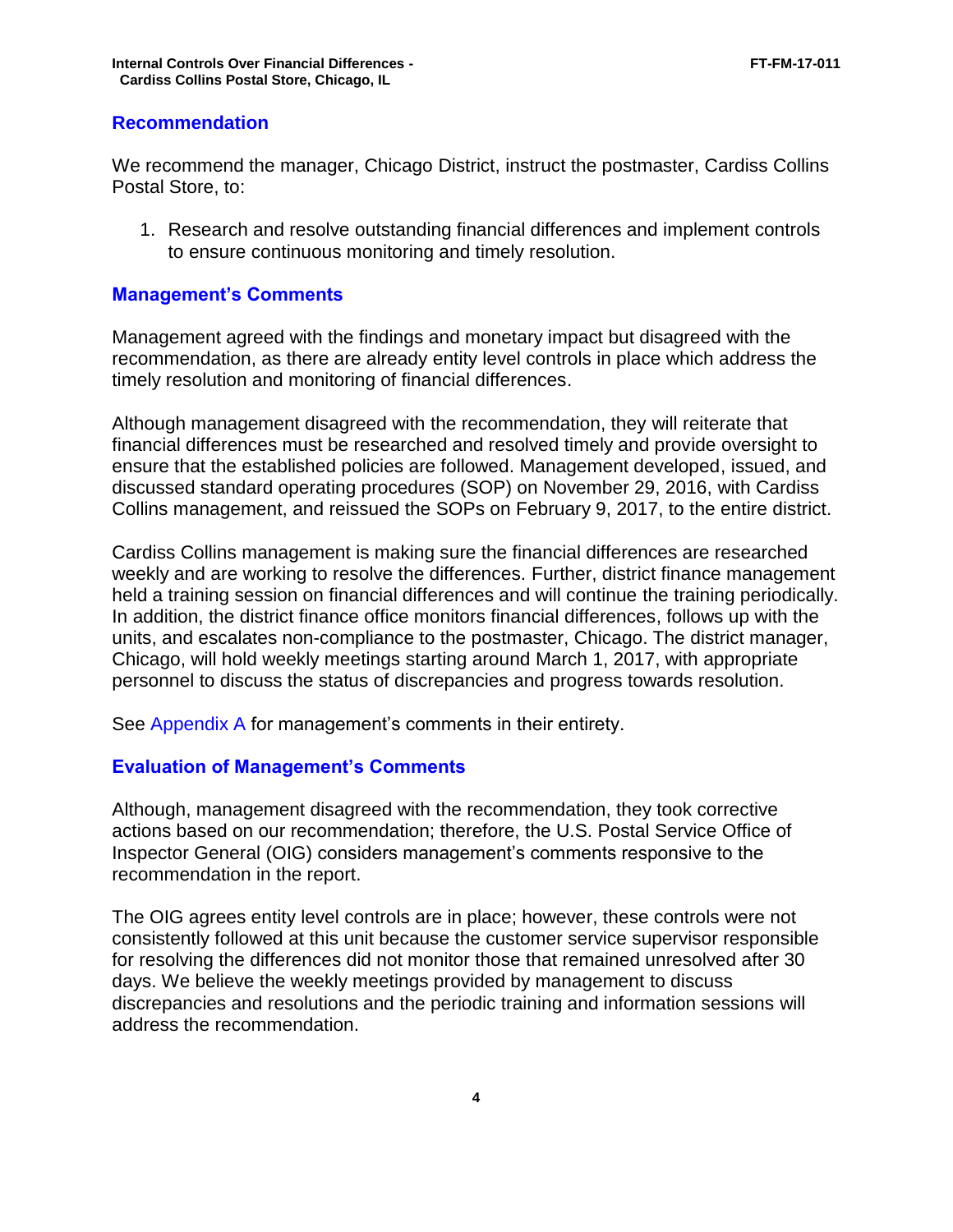## Recommendation

We recommend the manager, Chicago District, instruct the postmaster, Cardiss Collins Postal Store, to:

1. Research and resolve outstanding financial differences and implement controls to ensure continuous monitoring and timely resolution.

## Management's Comments

Management agreed with the findings and monetary impact but disagreed with the recommendation, as there are already entity level controls in place which address the timely resolution and monitoring of financial differences.

Although management disagreed with the recommendation, they will reiterate that financial differences must be researched and resolved timely and provide oversight to ensure that the established policies are followed. Management developed, issued, and discussed standard operating procedures (SOP) on November 29, 2016, with Cardiss Collins management, and reissued the SOPs on February 9, 2017, to the entire district.

Cardiss Collins management is making sure the financial differences are researched weekly and are working to resolve the differences. Further, district finance management held a training session on financial differences and will continue the training periodically. In addition, the district finance office monitors financial differences, follows up with the units, and escalates non-compliance to the postmaster, Chicago. The district manager, Chicago, will hold weekly meetings starting around March 1, 2017, with appropriate personnel to discuss the status of discrepancies and progress towards resolution.

See Appendix A for management's comments in their entirety.

## Evaluation of Management's Comments

Although, management disagreed with the recommendation, they took corrective actions based on our recommendation; therefore, the U.S. Postal Service Office of Inspector General (OIG) considers management's comments responsive to the recommendation in the report.

The OIG agrees entity level controls are in place; however, these controls were not consistently followed at this unit because the customer service supervisor responsible for resolving the differences did not monitor those that remained unresolved after 30 days. We believe the weekly meetings provided by management to discuss discrepancies and resolutions and the periodic training and information sessions will address the recommendation.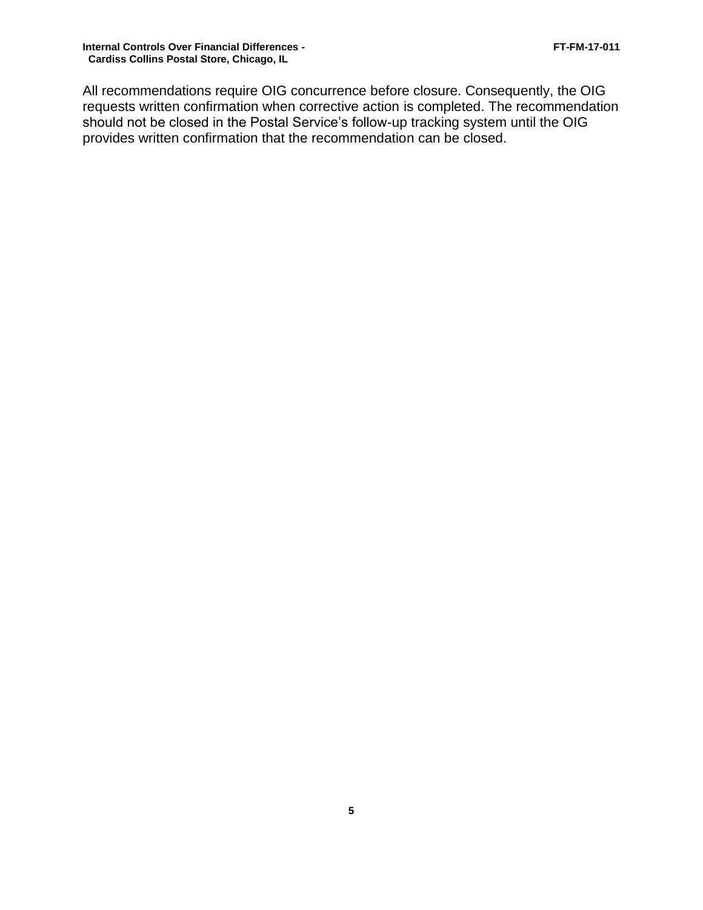All recommendations require OIG concurrence before closure. Consequently, the OIG requests written confirmation when corrective action is completed. The recommendation should not be closed in the Postal Service's follow-up tracking system until the OIG provides written confirmation that the recommendation can be closed.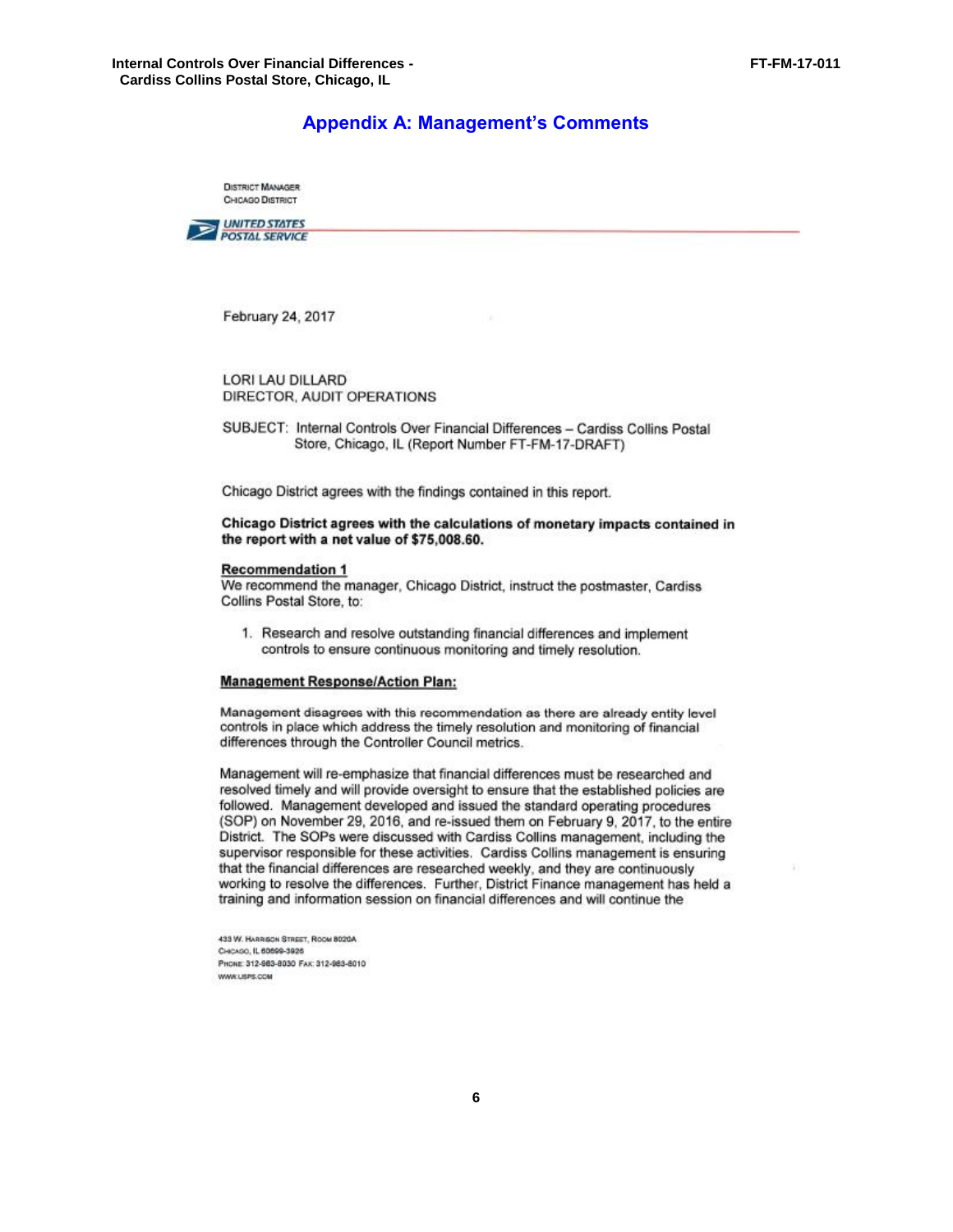## Appendix A: Management's Comments

DISTRICT MANAGER
CHICAGO DISTRICT

UNITED STATES
POSTAL SERVICE

February 24, 2017

LORI LAU DILLARD
DIRECTOR, AUDIT OPERATIONS

SUBJECT: Internal Controls Over Financial Differences – Cardiss Collins Postal Store, Chicago, IL (Report Number FT-FM-17-DRAFT)

Chicago District agrees with the findings contained in this report.

**Chicago District agrees with the calculations of monetary impacts contained in the report with a net value of $75,008.60.**

**Recommendation 1**
We recommend the manager, Chicago District, instruct the postmaster, Cardiss Collins Postal Store, to:

1. Research and resolve outstanding financial differences and implement controls to ensure continuous monitoring and timely resolution.

**Management Response/Action Plan:**

Management disagrees with this recommendation as there are already entity level controls in place which address the timely resolution and monitoring of financial differences through the Controller Council metrics.

Management will re-emphasize that financial differences must be researched and resolved timely and will provide oversight to ensure that the established policies are followed. Management developed and issued the standard operating procedures (SOP) on November 29, 2016, and re-issued them on February 9, 2017, to the entire District. The SOPs were discussed with Cardiss Collins management, including the supervisor responsible for these activities. Cardiss Collins management is ensuring that the financial differences are researched weekly, and they are continuously working to resolve the differences. Further, District Finance management has held a training and information session on financial differences and will continue the

433 W. HARRISON STREET, ROOM 8020A
CHICAGO, IL 60699-3926
PHONE: 312-983-8030 FAX: 312-983-8010
WWW.USPS.COM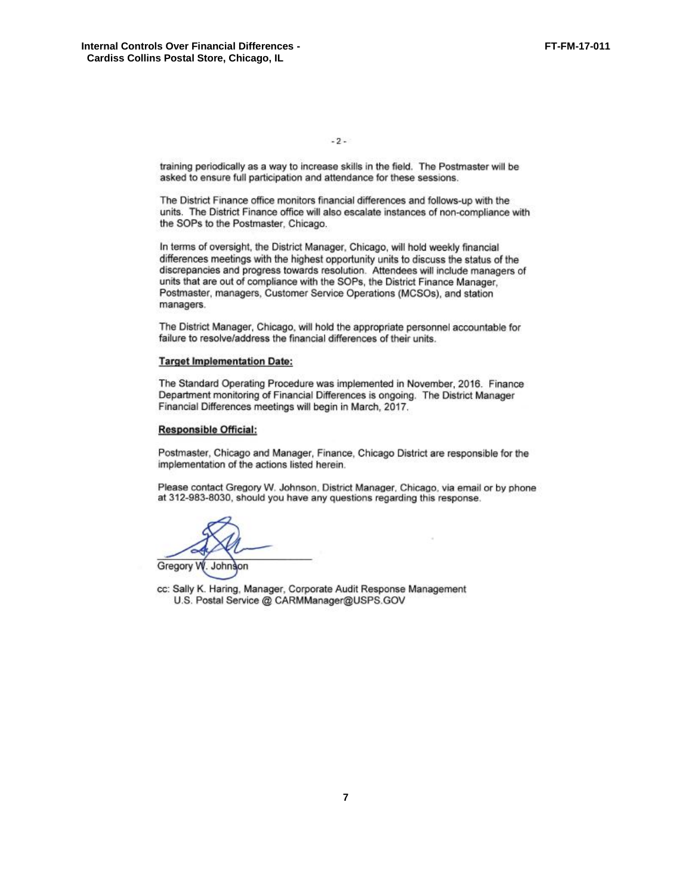training periodically as a way to increase skills in the field. The Postmaster will be asked to ensure full participation and attendance for these sessions.

The District Finance office monitors financial differences and follows-up with the units. The District Finance office will also escalate instances of non-compliance with the SOPs to the Postmaster, Chicago.

In terms of oversight, the District Manager, Chicago, will hold weekly financial differences meetings with the highest opportunity units to discuss the status of the discrepancies and progress towards resolution. Attendees will include managers of units that are out of compliance with the SOPs, the District Finance Manager, Postmaster, managers, Customer Service Operations (MCSOs), and station managers.

The District Manager, Chicago, will hold the appropriate personnel accountable for failure to resolve/address the financial differences of their units.

**Target Implementation Date:**

The Standard Operating Procedure was implemented in November, 2016. Finance Department monitoring of Financial Differences is ongoing. The District Manager Financial Differences meetings will begin in March, 2017.

**Responsible Official:**

Postmaster, Chicago and Manager, Finance, Chicago District are responsible for the implementation of the actions listed herein.

Please contact Gregory W. Johnson, District Manager, Chicago, via email or by phone at 312-983-8030, should you have any questions regarding this response.

Gregory W. Johnson

cc: Sally K. Haring, Manager, Corporate Audit Response Management
U.S. Postal Service @ CARMManager@USPS.GOV